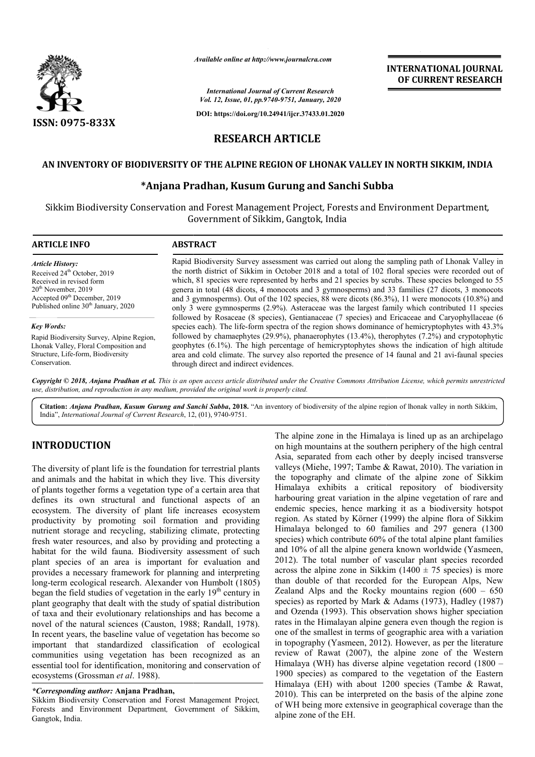# RESEARCH ARTICLE

## AN INVENTORY OF BIODIVERSITY OF THE ALPINE REGION OF LHONAK VALLEY IN NORTH SIKKIM, INDIA

**\*Anjana Pradhan, Kusum Gurung and Sanchi Subba**

Sikkim Biodiversity Conservation and Forest Management Project, Forests and Environment Department, Government of Sikkim, Gangtok, India

### ARTICLE INFO

*Article History:*
Received 24th October, 2019
Received in revised form 20th November, 2019
Accepted 09th December, 2019
Published online 30th January, 2020

*Key Words:*
Rapid Biodiversity Survey, Alpine Region, Lhonak Valley, Floral Composition and Structure, Life-form, Biodiversity Conservation.

### ABSTRACT

Rapid Biodiversity Survey assessment was carried out along the sampling path of Lhonak Valley in the north district of Sikkim in October 2018 and a total of 102 floral species were recorded out of which, 81 species were represented by herbs and 21 species by scrubs. These species belonged to 55 genera in total (48 dicots, 4 monocots and 3 gymnosperms) and 33 families (27 dicots, 3 monocots and 3 gymnosperms). Out of the 102 species, 88 were dicots (86.3%), 11 were monocots (10.8%) and only 3 were gymnosperms (2.9%). Asteraceae was the largest family which contributed 11 species followed by Rosaceae (8 species), Gentianaceae (7 species) and Ericaceae and Caryophyllaceae (6 species each). The life-form spectra of the region shows dominance of hemicryptophytes with 43.3% followed by chamaephytes (29.9%), phanaerophytes (13.4%), therophytes (7.2%) and crypotophytic geophytes (6.1%). The high percentage of hemicryptophytes shows the indication of high altitude area and cold climate. The survey also reported the presence of 14 faunal and 21 avi-faunal species through direct and indirect evidences.

*Copyright © 2018, Anjana Pradhan et al. This is an open access article distributed under the Creative Commons Attribution License, which permits unrestricted use, distribution, and reproduction in any medium, provided the original work is properly cited.*

**Citation:** *Anjana Pradhan, Kusum Gurung and Sanchi Subba*, **2018.** "An inventory of biodiversity of the alpine region of lhonak valley in north Sikkim, India", *International Journal of Current Research*, 12, (01), 9740-9751.

## INTRODUCTION

The diversity of plant life is the foundation for terrestrial plants and animals and the habitat in which they live. This diversity of plants together forms a vegetation type of a certain area that defines its own structural and functional aspects of an ecosystem. The diversity of plant life increases ecosystem productivity by promoting soil formation and providing nutrient storage and recycling, stabilizing climate, protecting fresh water resources, and also by providing and protecting a habitat for the wild fauna. Biodiversity assessment of such plant species of an area is important for evaluation and provides a necessary framework for planning and interpreting long-term ecological research. Alexander von Humbolt (1805) began the field studies of vegetation in the early 19th century in plant geography that dealt with the study of spatial distribution of taxa and their evolutionary relationships and has become a novel of the natural sciences (Causton, 1988; Randall, 1978). In recent years, the baseline value of vegetation has become so important that standardized classification of ecological communities using vegetation has been recognized as an essential tool for identification, monitoring and conservation of ecosystems (Grossman *et al*. 1988).

*\*Corresponding author:* **Anjana Pradhan,**
Sikkim Biodiversity Conservation and Forest Management Project, Forests and Environment Department, Government of Sikkim, Gangtok, India.

The alpine zone in the Himalaya is lined up as an archipelago on high mountains at the southern periphery of the high central Asia, separated from each other by deeply incised transverse valleys (Miehe, 1997; Tambe & Rawat, 2010). The variation in the topography and climate of the alpine zone of Sikkim Himalaya exhibits a critical repository of biodiversity harbouring great variation in the alpine vegetation of rare and endemic species, hence marking it as a biodiversity hotspot region. As stated by Körner (1999) the alpine flora of Sikkim Himalaya belonged to 60 families and 297 genera (1300 species) which contribute 60% of the total alpine plant families and 10% of all the alpine genera known worldwide (Yasmeen, 2012). The total number of vascular plant species recorded across the alpine zone in Sikkim (1400 ± 75 species) is more than double of that recorded for the European Alps, New Zealand Alps and the Rocky mountains region (600 – 650 species) as reported by Mark & Adams (1973), Hadley (1987) and Ozenda (1993). This observation shows higher speciation rates in the Himalayan alpine genera even though the region is one of the smallest in terms of geographic area with a variation in topography (Yasmeen, 2012). However, as per the literature review of Rawat (2007), the alpine zone of the Western Himalaya (WH) has diverse alpine vegetation record (1800 – 1900 species) as compared to the vegetation of the Eastern Himalaya (EH) with about 1200 species (Tambe & Rawat, 2010). This can be interpreted on the basis of the alpine zone of WH being more extensive in geographical coverage than the alpine zone of the EH.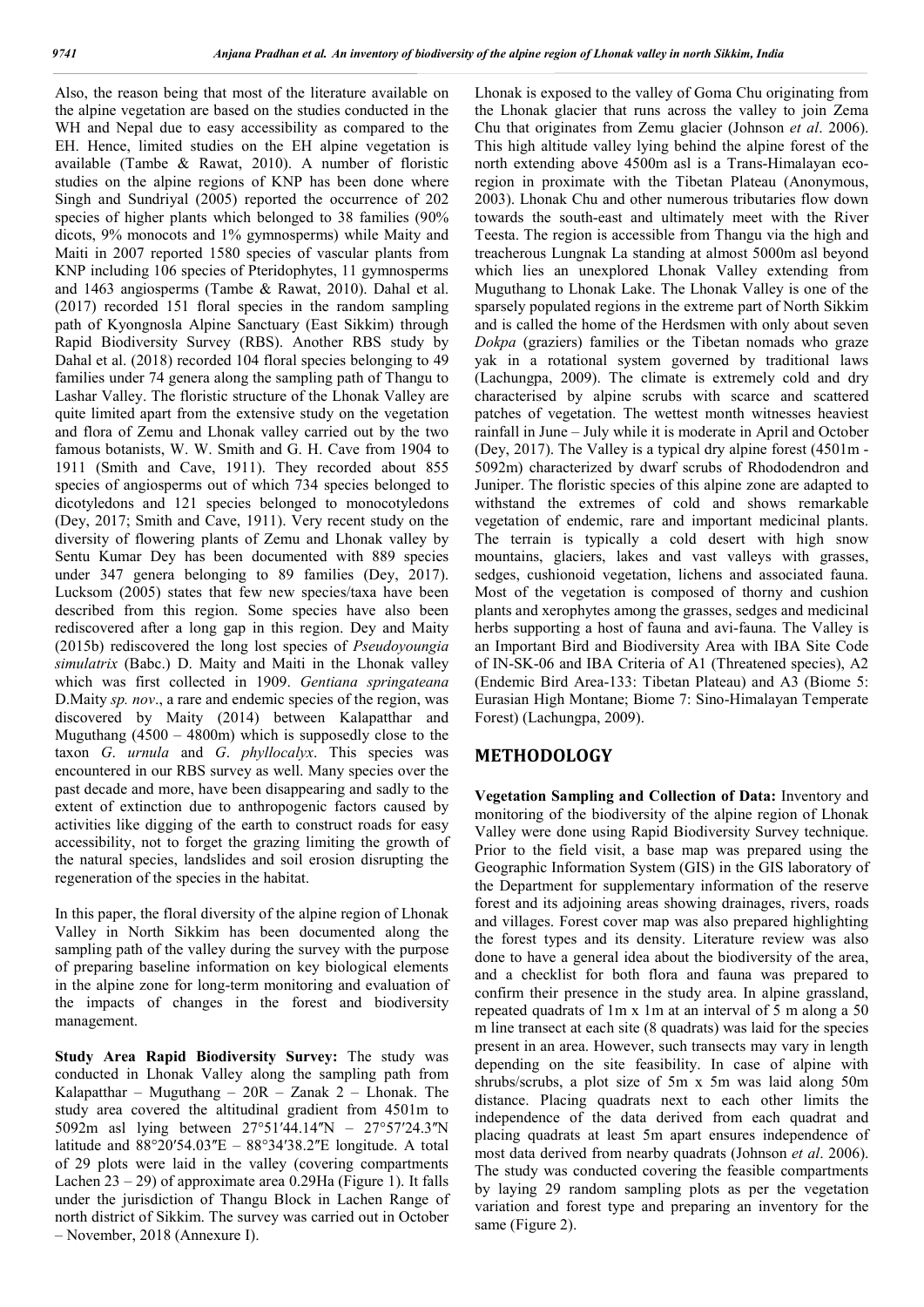Also, the reason being that most of the literature available on the alpine vegetation are based on the studies conducted in the WH and Nepal due to easy accessibility as compared to the EH. Hence, limited studies on the EH alpine vegetation is available (Tambe & Rawat, 2010). A number of floristic studies on the alpine regions of KNP has been done where Singh and Sundriyal (2005) reported the occurrence of 202 species of higher plants which belonged to 38 families (90% dicots, 9% monocots and 1% gymnosperms) while Maity and Maiti in 2007 reported 1580 species of vascular plants from KNP including 106 species of Pteridophytes, 11 gymnosperms and 1463 angiosperms (Tambe & Rawat, 2010). Dahal et al. (2017) recorded 151 floral species in the random sampling path of Kyongnosla Alpine Sanctuary (East Sikkim) through Rapid Biodiversity Survey (RBS). Another RBS study by Dahal et al. (2018) recorded 104 floral species belonging to 49 families under 74 genera along the sampling path of Thangu to Lashar Valley. The floristic structure of the Lhonak Valley are quite limited apart from the extensive study on the vegetation and flora of Zemu and Lhonak valley carried out by the two famous botanists, W. W. Smith and G. H. Cave from 1904 to 1911 (Smith and Cave, 1911). They recorded about 855 species of angiosperms out of which 734 species belonged to dicotyledons and 121 species belonged to monocotyledons (Dey, 2017; Smith and Cave, 1911). Very recent study on the diversity of flowering plants of Zemu and Lhonak valley by Sentu Kumar Dey has been documented with 889 species under 347 genera belonging to 89 families (Dey, 2017). Lucksom (2005) states that few new species/taxa have been described from this region. Some species have also been rediscovered after a long gap in this region. Dey and Maity (2015b) rediscovered the long lost species of *Pseudoyoungia simulatrix* (Babc.) D. Maity and Maiti in the Lhonak valley which was first collected in 1909. *Gentiana springateana* D.Maity *sp. nov*., a rare and endemic species of the region, was discovered by Maity (2014) between Kalapatthar and Muguthang (4500 – 4800m) which is supposedly close to the taxon *G. urnula* and *G. phyllocalyx*. This species was encountered in our RBS survey as well. Many species over the past decade and more, have been disappearing and sadly to the extent of extinction due to anthropogenic factors caused by activities like digging of the earth to construct roads for easy accessibility, not to forget the grazing limiting the growth of the natural species, landslides and soil erosion disrupting the regeneration of the species in the habitat.

In this paper, the floral diversity of the alpine region of Lhonak Valley in North Sikkim has been documented along the sampling path of the valley during the survey with the purpose of preparing baseline information on key biological elements in the alpine zone for long-term monitoring and evaluation of the impacts of changes in the forest and biodiversity management.

**Study Area Rapid Biodiversity Survey:** The study was conducted in Lhonak Valley along the sampling path from Kalapatthar – Muguthang – 20R – Zanak 2 – Lhonak. The study area covered the altitudinal gradient from 4501m to 5092m asl lying between 27°51′44.14″N – 27°57′24.3″N latitude and 88°20′54.03″E – 88°34′38.2″E longitude. A total of 29 plots were laid in the valley (covering compartments Lachen 23 – 29) of approximate area 0.29Ha (Figure 1). It falls under the jurisdiction of Thangu Block in Lachen Range of north district of Sikkim. The survey was carried out in October – November, 2018 (Annexure I).

Lhonak is exposed to the valley of Goma Chu originating from the Lhonak glacier that runs across the valley to join Zema Chu that originates from Zemu glacier (Johnson *et al*. 2006). This high altitude valley lying behind the alpine forest of the north extending above 4500m asl is a Trans-Himalayan eco-region in proximate with the Tibetan Plateau (Anonymous, 2003). Lhonak Chu and other numerous tributaries flow down towards the south-east and ultimately meet with the River Teesta. The region is accessible from Thangu via the high and treacherous Lungnak La standing at almost 5000m asl beyond which lies an unexplored Lhonak Valley extending from Muguthang to Lhonak Lake. The Lhonak Valley is one of the sparsely populated regions in the extreme part of North Sikkim and is called the home of the Herdsmen with only about seven *Dokpa* (graziers) families or the Tibetan nomads who graze yak in a rotational system governed by traditional laws (Lachungpa, 2009). The climate is extremely cold and dry characterised by alpine scrubs with scarce and scattered patches of vegetation. The wettest month witnesses heaviest rainfall in June – July while it is moderate in April and October (Dey, 2017). The Valley is a typical dry alpine forest (4501m - 5092m) characterized by dwarf scrubs of Rhododendron and Juniper. The floristic species of this alpine zone are adapted to withstand the extremes of cold and shows remarkable vegetation of endemic, rare and important medicinal plants. The terrain is typically a cold desert with high snow mountains, glaciers, lakes and vast valleys with grasses, sedges, cushionoid vegetation, lichens and associated fauna. Most of the vegetation is composed of thorny and cushion plants and xerophytes among the grasses, sedges and medicinal herbs supporting a host of fauna and avi-fauna. The Valley is an Important Bird and Biodiversity Area with IBA Site Code of IN-SK-06 and IBA Criteria of A1 (Threatened species), A2 (Endemic Bird Area-133: Tibetan Plateau) and A3 (Biome 5: Eurasian High Montane; Biome 7: Sino-Himalayan Temperate Forest) (Lachungpa, 2009).

## METHODOLOGY

**Vegetation Sampling and Collection of Data:** Inventory and monitoring of the biodiversity of the alpine region of Lhonak Valley were done using Rapid Biodiversity Survey technique. Prior to the field visit, a base map was prepared using the Geographic Information System (GIS) in the GIS laboratory of the Department for supplementary information of the reserve forest and its adjoining areas showing drainages, rivers, roads and villages. Forest cover map was also prepared highlighting the forest types and its density. Literature review was also done to have a general idea about the biodiversity of the area, and a checklist for both flora and fauna was prepared to confirm their presence in the study area. In alpine grassland, repeated quadrats of 1m x 1m at an interval of 5 m along a 50 m line transect at each site (8 quadrats) was laid for the species present in an area. However, such transects may vary in length depending on the site feasibility. In case of alpine with shrubs/scrubs, a plot size of 5m x 5m was laid along 50m distance. Placing quadrats next to each other limits the independence of the data derived from each quadrat and placing quadrats at least 5m apart ensures independence of most data derived from nearby quadrats (Johnson *et al*. 2006). The study was conducted covering the feasible compartments by laying 29 random sampling plots as per the vegetation variation and forest type and preparing an inventory for the same (Figure 2).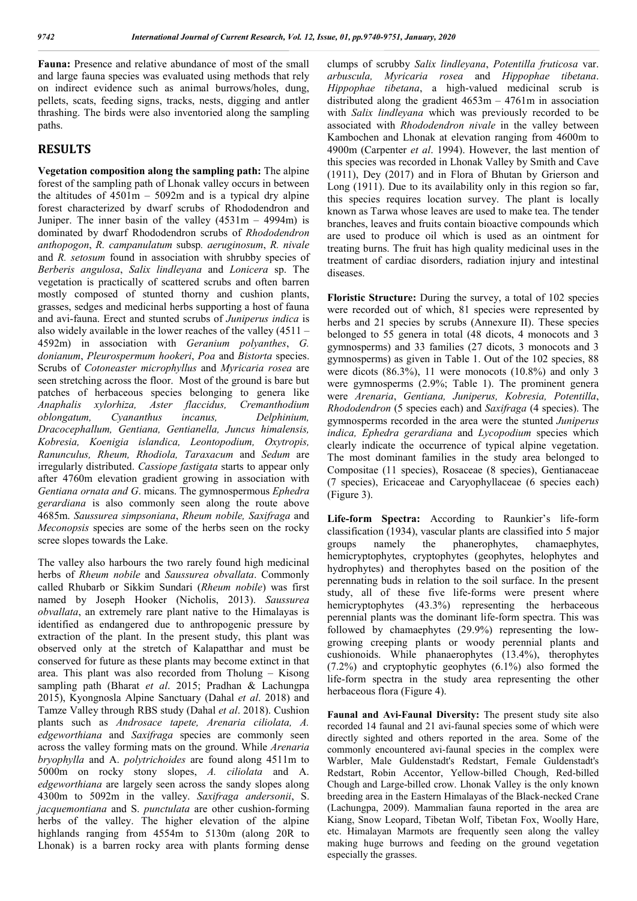**Fauna:** Presence and relative abundance of most of the small and large fauna species was evaluated using methods that rely on indirect evidence such as animal burrows/holes, dung, pellets, scats, feeding signs, tracks, nests, digging and antler thrashing. The birds were also inventoried along the sampling paths.

## RESULTS

**Vegetation composition along the sampling path:** The alpine forest of the sampling path of Lhonak valley occurs in between the altitudes of 4501m – 5092m and is a typical dry alpine forest characterized by dwarf scrubs of Rhododendron and Juniper. The inner basin of the valley (4531m – 4994m) is dominated by dwarf Rhododendron scrubs of *Rhododendron anthopogon*, *R. campanulatum* subsp*. aeruginosum*, *R. nivale* and *R. setosum* found in association with shrubby species of *Berberis angulosa*, *Salix lindleyana* and *Lonicera* sp. The vegetation is practically of scattered scrubs and often barren mostly composed of stunted thorny and cushion plants, grasses, sedges and medicinal herbs supporting a host of fauna and avi-fauna. Erect and stunted scrubs of *Juniperus indica* is also widely available in the lower reaches of the valley (4511 – 4592m) in association with *Geranium polyanthes*, *G. donianum*, *Pleurospermum hookeri*, *Poa* and *Bistorta* species. Scrubs of *Cotoneaster microphyllus* and *Myricaria rosea* are seen stretching across the floor. Most of the ground is bare but patches of herbaceous species belonging to genera like *Anaphalis xylorhiza, Aster flaccidus, Cremanthodium oblongatum, Cyananthus incanus, Delphinium, Dracocephallum, Gentiana, Gentianella, Juncus himalensis, Kobresia, Koenigia islandica, Leontopodium, Oxytropis, Ranunculus, Rheum, Rhodiola, Taraxacum* and *Sedum* are irregularly distributed. *Cassiope fastigata* starts to appear only after 4760m elevation gradient growing in association with *Gentiana ornata and G*. micans. The gymnospermous *Ephedra gerardiana* is also commonly seen along the route above 4685m. *Saussurea simpsoniana*, *Rheum nobile, Saxifraga* and *Meconopsis* species are some of the herbs seen on the rocky scree slopes towards the Lake.

The valley also harbours the two rarely found high medicinal herbs of *Rheum nobile* and *Saussurea obvallata*. Commonly called Rhubarb or Sikkim Sundari (*Rheum nobile*) was first named by Joseph Hooker (Nicholis, 2013). *Saussurea obvallata*, an extremely rare plant native to the Himalayas is identified as endangered due to anthropogenic pressure by extraction of the plant. In the present study, this plant was observed only at the stretch of Kalapatthar and must be conserved for future as these plants may become extinct in that area. This plant was also recorded from Tholung – Kisong sampling path (Bharat *et al*. 2015; Pradhan & Lachungpa 2015), Kyongnosla Alpine Sanctuary (Dahal *et al*. 2018) and Tamze Valley through RBS study (Dahal *et al*. 2018). Cushion plants such as *Androsace tapete, Arenaria ciliolata, A. edgeworthiana* and *Saxifraga* species are commonly seen across the valley forming mats on the ground. While *Arenaria bryophylla* and A. *polytrichoides* are found along 4511m to 5000m on rocky stony slopes, *A. ciliolata* and A. *edgeworthiana* are largely seen across the sandy slopes along 4300m to 5092m in the valley. *Saxifraga andersonii*, S. *jacquemontiana* and S. *punctulata* are other cushion-forming herbs of the valley. The higher elevation of the alpine highlands ranging from 4554m to 5130m (along 20R to Lhonak) is a barren rocky area with plants forming dense clumps of scrubby *Salix lindleyana*, *Potentilla fruticosa* var. *arbuscula, Myricaria rosea* and *Hippophae tibetana*. *Hippophae tibetana*, a high-valued medicinal scrub is distributed along the gradient 4653m – 4761m in association with *Salix lindleyana* which was previously recorded to be associated with *Rhododendron nivale* in the valley between Kambochen and Lhonak at elevation ranging from 4600m to 4900m (Carpenter *et al*. 1994). However, the last mention of this species was recorded in Lhonak Valley by Smith and Cave (1911), Dey (2017) and in Flora of Bhutan by Grierson and Long (1911). Due to its availability only in this region so far, this species requires location survey. The plant is locally known as Tarwa whose leaves are used to make tea. The tender branches, leaves and fruits contain bioactive compounds which are used to produce oil which is used as an ointment for treating burns. The fruit has high quality medicinal uses in the treatment of cardiac disorders, radiation injury and intestinal diseases.

**Floristic Structure:** During the survey, a total of 102 species were recorded out of which, 81 species were represented by herbs and 21 species by scrubs (Annexure II). These species belonged to 55 genera in total (48 dicots, 4 monocots and 3 gymnosperms) and 33 families (27 dicots, 3 monocots and 3 gymnosperms) as given in Table 1. Out of the 102 species, 88 were dicots (86.3%), 11 were monocots (10.8%) and only 3 were gymnosperms (2.9%; Table 1). The prominent genera were *Arenaria*, *Gentiana, Juniperus, Kobresia, Potentilla*, *Rhododendron* (5 species each) and *Saxifraga* (4 species). The gymnosperms recorded in the area were the stunted *Juniperus indica, Ephedra gerardiana* and *Lycopodium* species which clearly indicate the occurrence of typical alpine vegetation. The most dominant families in the study area belonged to Compositae (11 species), Rosaceae (8 species), Gentianaceae (7 species), Ericaceae and Caryophyllaceae (6 species each) (Figure 3).

**Life-form Spectra:** According to Raunkier's life-form classification (1934), vascular plants are classified into 5 major groups namely the phanerophytes, chamaephytes, hemicryptophytes, cryptophytes (geophytes, helophytes and hydrophytes) and therophytes based on the position of the perennating buds in relation to the soil surface. In the present study, all of these five life-forms were present where hemicryptophytes (43.3%) representing the herbaceous perennial plants was the dominant life-form spectra. This was followed by chamaephytes (29.9%) representing the low-growing creeping plants or woody perennial plants and cushionoids. While phanaerophytes (13.4%), therophytes (7.2%) and cryptophytic geophytes (6.1%) also formed the life-form spectra in the study area representing the other herbaceous flora (Figure 4).

**Faunal and Avi-Faunal Diversity:** The present study site also recorded 14 faunal and 21 avi-faunal species some of which were directly sighted and others reported in the area. Some of the commonly encountered avi-faunal species in the complex were Warbler, Male Guldenstadt's Redstart, Female Guldenstadt's Redstart, Robin Accentor, Yellow-billed Chough, Red-billed Chough and Large-billed crow. Lhonak Valley is the only known breeding area in the Eastern Himalayas of the Black-necked Crane (Lachungpa, 2009). Mammalian fauna reported in the area are Kiang, Snow Leopard, Tibetan Wolf, Tibetan Fox, Woolly Hare, etc. Himalayan Marmots are frequently seen along the valley making huge burrows and feeding on the ground vegetation especially the grasses.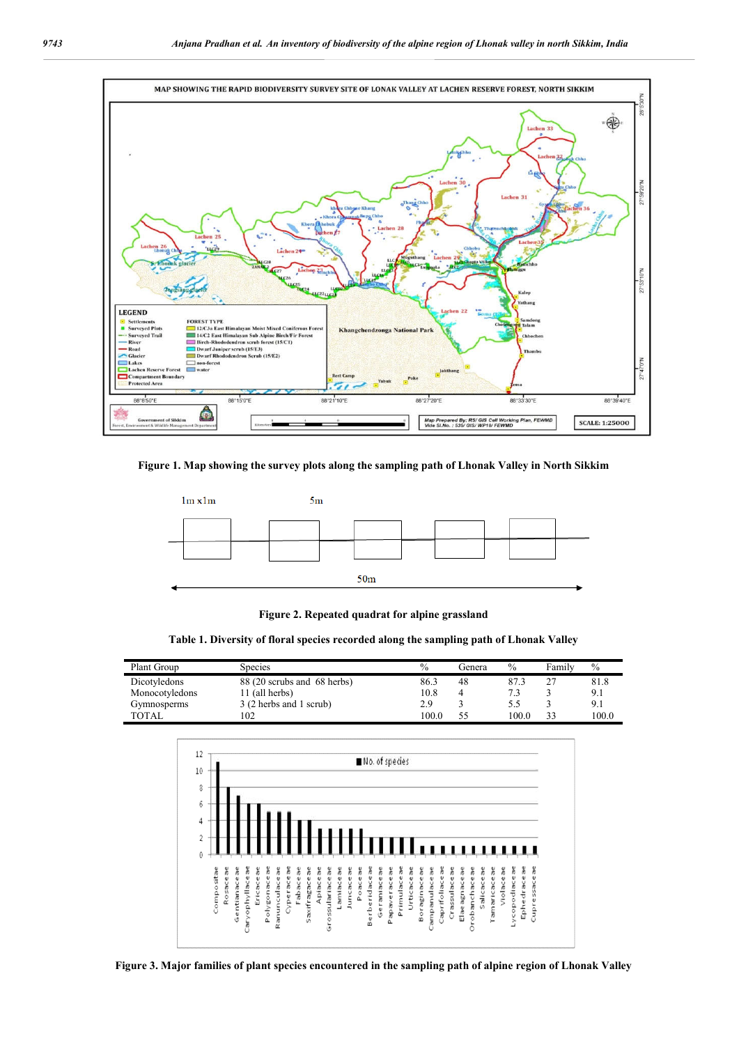Figure 1. Map showing the survey plots along the sampling path of Lhonak Valley in North Sikkim

Figure 2. Repeated quadrat for alpine grassland

Table 1. Diversity of floral species recorded along the sampling path of Lhonak Valley

| Plant Group | Species | % | Genera | % | Family | % |
|---|---|---|---|---|---|---|
| Dicotyledons | 88 (20 scrubs and 68 herbs) | 86.3 | 48 | 87.3 | 27 | 81.8 |
| Monocotyledons | 11 (all herbs) | 10.8 | 4 | 7.3 | 3 | 9.1 |
| Gymnosperms | 3 (2 herbs and 1 scrub) | 2.9 | 3 | 5.5 | 3 | 9.1 |
| TOTAL | 102 | 100.0 | 55 | 100.0 | 33 | 100.0 |

Figure 3. Major families of plant species encountered in the sampling path of alpine region of Lhonak Valley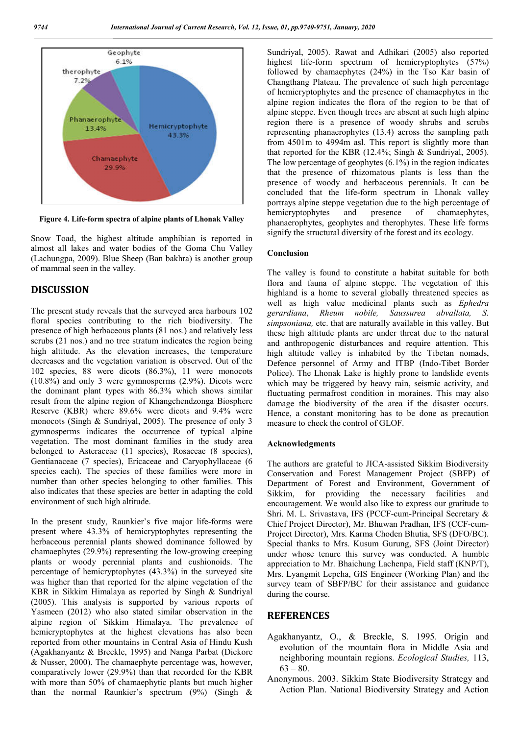Figure 4. Life-form spectra of alpine plants of Lhonak Valley

Snow Toad, the highest altitude amphibian is reported in almost all lakes and water bodies of the Goma Chu Valley (Lachungpa, 2009). Blue Sheep (Ban bakhra) is another group of mammal seen in the valley.

## DISCUSSION

The present study reveals that the surveyed area harbours 102 floral species contributing to the rich biodiversity. The presence of high herbaceous plants (81 nos.) and relatively less scrubs (21 nos.) and no tree stratum indicates the region being high altitude. As the elevation increases, the temperature decreases and the vegetation variation is observed. Out of the 102 species, 88 were dicots (86.3%), 11 were monocots (10.8%) and only 3 were gymnosperms (2.9%). Dicots were the dominant plant types with 86.3% which shows similar result from the alpine region of Khangchendzonga Biosphere Reserve (KBR) where 89.6% were dicots and 9.4% were monocots (Singh & Sundriyal, 2005). The presence of only 3 gymnosperms indicates the occurrence of typical alpine vegetation. The most dominant families in the study area belonged to Asteraceae (11 species), Rosaceae (8 species), Gentianaceae (7 species), Ericaceae and Caryophyllaceae (6 species each). The species of these families were more in number than other species belonging to other families. This also indicates that these species are better in adapting the cold environment of such high altitude.

In the present study, Raunkier's five major life-forms were present where 43.3% of hemicryptophytes representing the herbaceous perennial plants showed dominance followed by chamaephytes (29.9%) representing the low-growing creeping plants or woody perennial plants and cushionoids. The percentage of hemicryptophytes (43.3%) in the surveyed site was higher than that reported for the alpine vegetation of the KBR in Sikkim Himalaya as reported by Singh & Sundriyal (2005). This analysis is supported by various reports of Yasmeen (2012) who also stated similar observation in the alpine region of Sikkim Himalaya. The prevalence of hemicryptophytes at the highest elevations has also been reported from other mountains in Central Asia of Hindu Kush (Agakhanyantz & Breckle, 1995) and Nanga Parbat (Dickore & Nusser, 2000). The chamaephyte percentage was, however, comparatively lower (29.9%) than that recorded for the KBR with more than 50% of chamaephytic plants but much higher than the normal Raunkier's spectrum (9%) (Singh & Sundriyal, 2005). Rawat and Adhikari (2005) also reported highest life-form spectrum of hemicryptophytes (57%) followed by chamaephytes (24%) in the Tso Kar basin of Changthang Plateau. The prevalence of such high percentage of hemicryptophytes and the presence of chamaephytes in the alpine region indicates the flora of the region to be that of alpine steppe. Even though trees are absent at such high alpine region there is a presence of woody shrubs and scrubs representing phanaerophytes (13.4) across the sampling path from 4501m to 4994m asl. This report is slightly more than that reported for the KBR (12.4%; Singh & Sundriyal, 2005). The low percentage of geophytes (6.1%) in the region indicates that the presence of rhizomatous plants is less than the presence of woody and herbaceous perennials. It can be concluded that the life-form spectrum in Lhonak valley portrays alpine steppe vegetation due to the high percentage of hemicryptophytes and presence of chamaephytes, phanaerophytes, geophytes and therophytes. These life forms signify the structural diversity of the forest and its ecology.

### Conclusion

The valley is found to constitute a habitat suitable for both flora and fauna of alpine steppe. The vegetation of this highland is a home to several globally threatened species as well as high value medicinal plants such as *Ephedra gerardiana*, *Rheum nobile, Saussurea abvallata, S. simpsoniana,* etc. that are naturally available in this valley. But these high altitude plants are under threat due to the natural and anthropogenic disturbances and require attention. This high altitude valley is inhabited by the Tibetan nomads, Defence personnel of Army and ITBP (Indo-Tibet Border Police). The Lhonak Lake is highly prone to landslide events which may be triggered by heavy rain, seismic activity, and fluctuating permafrost condition in moraines. This may also damage the biodiversity of the area if the disaster occurs. Hence, a constant monitoring has to be done as precaution measure to check the control of GLOF.

### Acknowledgments

The authors are grateful to JICA-assisted Sikkim Biodiversity Conservation and Forest Management Project (SBFP) of Department of Forest and Environment, Government of Sikkim, for providing the necessary facilities and encouragement. We would also like to express our gratitude to Shri. M. L. Srivastava, IFS (PCCF-cum-Principal Secretary & Chief Project Director), Mr. Bhuwan Pradhan, IFS (CCF-cum-Project Director), Mrs. Karma Choden Bhutia, SFS (DFO/BC). Special thanks to Mrs. Kusum Gurung, SFS (Joint Director) under whose tenure this survey was conducted. A humble appreciation to Mr. Bhaichung Lachenpa, Field staff (KNP/T), Mrs. Lyangmit Lepcha, GIS Engineer (Working Plan) and the survey team of SBFP/BC for their assistance and guidance during the course.

## REFERENCES

Agakhanyantz, O., & Breckle, S. 1995. Origin and evolution of the mountain flora in Middle Asia and neighboring mountain regions. *Ecological Studies,* 113, 63 – 80.

Anonymous. 2003. Sikkim State Biodiversity Strategy and Action Plan. National Biodiversity Strategy and Action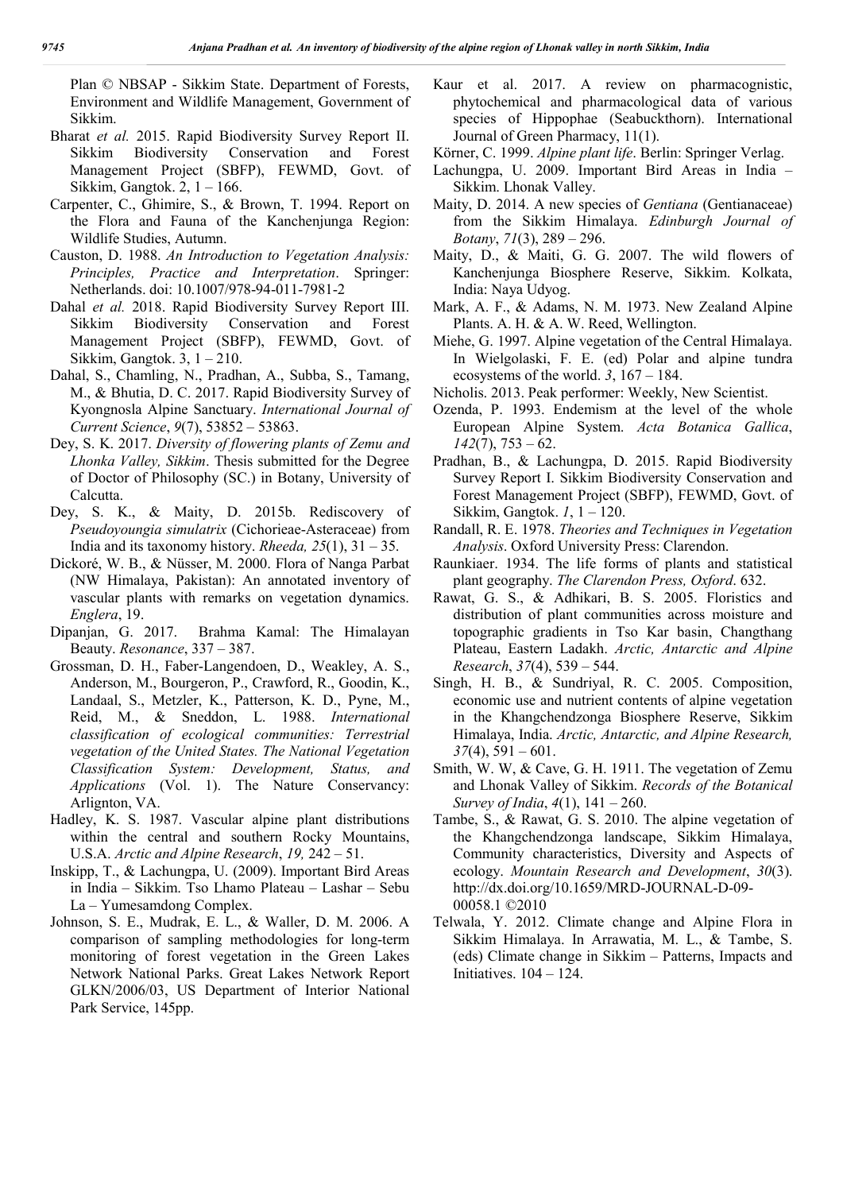Plan © NBSAP - Sikkim State. Department of Forests, Environment and Wildlife Management, Government of Sikkim.

Bharat *et al.* 2015. Rapid Biodiversity Survey Report II. Sikkim Biodiversity Conservation and Forest Management Project (SBFP), FEWMD, Govt. of Sikkim, Gangtok. 2, 1 – 166.

Carpenter, C., Ghimire, S., & Brown, T. 1994. Report on the Flora and Fauna of the Kanchenjunga Region: Wildlife Studies, Autumn.

Causton, D. 1988. *An Introduction to Vegetation Analysis: Principles, Practice and Interpretation*. Springer: Netherlands. doi: 10.1007/978-94-011-7981-2

Dahal *et al.* 2018. Rapid Biodiversity Survey Report III. Sikkim Biodiversity Conservation and Forest Management Project (SBFP), FEWMD, Govt. of Sikkim, Gangtok. 3, 1 – 210.

Dahal, S., Chamling, N., Pradhan, A., Subba, S., Tamang, M., & Bhutia, D. C. 2017. Rapid Biodiversity Survey of Kyongnosla Alpine Sanctuary. *International Journal of Current Science*, *9*(7), 53852 – 53863.

Dey, S. K. 2017. *Diversity of flowering plants of Zemu and Lhonka Valley, Sikkim*. Thesis submitted for the Degree of Doctor of Philosophy (SC.) in Botany, University of Calcutta.

Dey, S. K., & Maity, D. 2015b. Rediscovery of *Pseudoyoungia simulatrix* (Cichorieae-Asteraceae) from India and its taxonomy history. *Rheeda, 25*(1), 31 – 35.

Dickoré, W. B., & Nüsser, M. 2000. Flora of Nanga Parbat (NW Himalaya, Pakistan): An annotated inventory of vascular plants with remarks on vegetation dynamics. *Englera*, 19.

Dipanjan, G. 2017. Brahma Kamal: The Himalayan Beauty. *Resonance*, 337 – 387.

Grossman, D. H., Faber-Langendoen, D., Weakley, A. S., Anderson, M., Bourgeron, P., Crawford, R., Goodin, K., Landaal, S., Metzler, K., Patterson, K. D., Pyne, M., Reid, M., & Sneddon, L. 1988. *International classification of ecological communities: Terrestrial vegetation of the United States. The National Vegetation Classification System: Development, Status, and Applications* (Vol. 1). The Nature Conservancy: Arlignton, VA.

Hadley, K. S. 1987. Vascular alpine plant distributions within the central and southern Rocky Mountains, U.S.A. *Arctic and Alpine Research*, *19,* 242 – 51.

Inskipp, T., & Lachungpa, U. (2009). Important Bird Areas in India – Sikkim. Tso Lhamo Plateau – Lashar – Sebu La – Yumesamdong Complex.

Johnson, S. E., Mudrak, E. L., & Waller, D. M. 2006. A comparison of sampling methodologies for long-term monitoring of forest vegetation in the Green Lakes Network National Parks. Great Lakes Network Report GLKN/2006/03, US Department of Interior National Park Service, 145pp.

Kaur et al. 2017. A review on pharmacognistic, phytochemical and pharmacological data of various species of Hippophae (Seabuckthorn). International Journal of Green Pharmacy, 11(1).

Körner, C. 1999. *Alpine plant life*. Berlin: Springer Verlag.

Lachungpa, U. 2009. Important Bird Areas in India – Sikkim. Lhonak Valley.

Maity, D. 2014. A new species of *Gentiana* (Gentianaceae) from the Sikkim Himalaya. *Edinburgh Journal of Botany*, *71*(3), 289 – 296.

Maity, D., & Maiti, G. G. 2007. The wild flowers of Kanchenjunga Biosphere Reserve, Sikkim. Kolkata, India: Naya Udyog.

Mark, A. F., & Adams, N. M. 1973. New Zealand Alpine Plants. A. H. & A. W. Reed, Wellington.

Miehe, G. 1997. Alpine vegetation of the Central Himalaya. In Wielgolaski, F. E. (ed) Polar and alpine tundra ecosystems of the world. *3*, 167 – 184.

Nicholis. 2013. Peak performer: Weekly, New Scientist.

Ozenda, P. 1993. Endemism at the level of the whole European Alpine System. *Acta Botanica Gallica*, *142*(7), 753 – 62.

Pradhan, B., & Lachungpa, D. 2015. Rapid Biodiversity Survey Report I. Sikkim Biodiversity Conservation and Forest Management Project (SBFP), FEWMD, Govt. of Sikkim, Gangtok. *1*, 1 – 120.

Randall, R. E. 1978. *Theories and Techniques in Vegetation Analysis*. Oxford University Press: Clarendon.

Raunkiaer. 1934. The life forms of plants and statistical plant geography. *The Clarendon Press, Oxford*. 632.

Rawat, G. S., & Adhikari, B. S. 2005. Floristics and distribution of plant communities across moisture and topographic gradients in Tso Kar basin, Changthang Plateau, Eastern Ladakh. *Arctic, Antarctic and Alpine Research*, *37*(4), 539 – 544.

Singh, H. B., & Sundriyal, R. C. 2005. Composition, economic use and nutrient contents of alpine vegetation in the Khangchendzonga Biosphere Reserve, Sikkim Himalaya, India. *Arctic, Antarctic, and Alpine Research, 37*(4), 591 – 601.

Smith, W. W, & Cave, G. H. 1911. The vegetation of Zemu and Lhonak Valley of Sikkim. *Records of the Botanical Survey of India*, *4*(1), 141 – 260.

Tambe, S., & Rawat, G. S. 2010. The alpine vegetation of the Khangchendzonga landscape, Sikkim Himalaya, Community characteristics, Diversity and Aspects of ecology. *Mountain Research and Development*, *30*(3). http://dx.doi.org/10.1659/MRD-JOURNAL-D-09-00058.1 ©2010

Telwala, Y. 2012. Climate change and Alpine Flora in Sikkim Himalaya. In Arrawatia, M. L., & Tambe, S. (eds) Climate change in Sikkim – Patterns, Impacts and Initiatives. 104 – 124.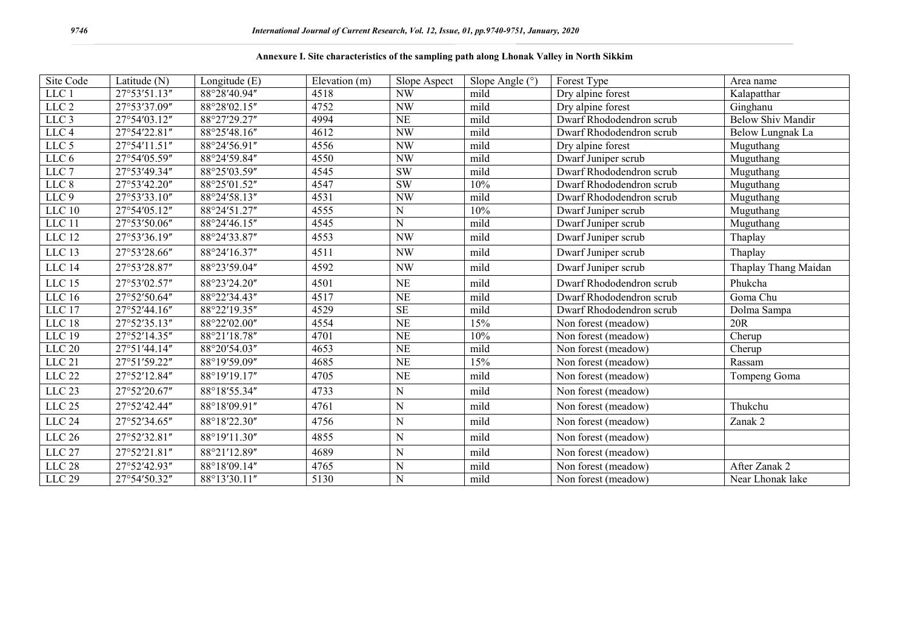**Annexure I. Site characteristics of the sampling path along Lhonak Valley in North Sikkim**

| Site Code | Latitude (N) | Longitude (E) | Elevation (m) | Slope Aspect | Slope Angle (°) | Forest Type | Area name |
|---|---|---|---|---|---|---|---|
| LLC 1 | 27°53′51.13″ | 88°28′40.94″ | 4518 | NW | mild | Dry alpine forest | Kalapatthar |
| LLC 2 | 27°53′37.09″ | 88°28′02.15″ | 4752 | NW | mild | Dry alpine forest | Ginghanu |
| LLC 3 | 27°54′03.12″ | 88°27′29.27″ | 4994 | NE | mild | Dwarf Rhododendron scrub | Below Shiv Mandir |
| LLC 4 | 27°54′22.81″ | 88°25′48.16″ | 4612 | NW | mild | Dwarf Rhododendron scrub | Below Lungnak La |
| LLC 5 | 27°54′11.51″ | 88°24′56.91″ | 4556 | NW | mild | Dry alpine forest | Muguthang |
| LLC 6 | 27°54′05.59″ | 88°24′59.84″ | 4550 | NW | mild | Dwarf Juniper scrub | Muguthang |
| LLC 7 | 27°53′49.34″ | 88°25′03.59″ | 4545 | SW | mild | Dwarf Rhododendron scrub | Muguthang |
| LLC 8 | 27°53′42.20″ | 88°25′01.52″ | 4547 | SW | 10% | Dwarf Rhododendron scrub | Muguthang |
| LLC 9 | 27°53′33.10″ | 88°24′58.13″ | 4531 | NW | mild | Dwarf Rhododendron scrub | Muguthang |
| LLC 10 | 27°54′05.12″ | 88°24′51.27″ | 4555 | N | 10% | Dwarf Juniper scrub | Muguthang |
| LLC 11 | 27°53′50.06″ | 88°24′46.15″ | 4545 | N | mild | Dwarf Juniper scrub | Muguthang |
| LLC 12 | 27°53′36.19″ | 88°24′33.87″ | 4553 | NW | mild | Dwarf Juniper scrub | Thaplay |
| LLC 13 | 27°53′28.66″ | 88°24′16.37″ | 4511 | NW | mild | Dwarf Juniper scrub | Thaplay |
| LLC 14 | 27°53′28.87″ | 88°23′59.04″ | 4592 | NW | mild | Dwarf Juniper scrub | Thaplay Thang Maidan |
| LLC 15 | 27°53′02.57″ | 88°23′24.20″ | 4501 | NE | mild | Dwarf Rhododendron scrub | Phukcha |
| LLC 16 | 27°52′50.64″ | 88°22′34.43″ | 4517 | NE | mild | Dwarf Rhododendron scrub | Goma Chu |
| LLC 17 | 27°52′44.16″ | 88°22′19.35″ | 4529 | SE | mild | Dwarf Rhododendron scrub | Dolma Sampa |
| LLC 18 | 27°52′35.13″ | 88°22′02.00″ | 4554 | NE | 15% | Non forest (meadow) | 20R |
| LLC 19 | 27°52′14.35″ | 88°21′18.78″ | 4701 | NE | 10% | Non forest (meadow) | Cherup |
| LLC 20 | 27°51′44.14″ | 88°20′54.03″ | 4653 | NE | mild | Non forest (meadow) | Cherup |
| LLC 21 | 27°51′59.22″ | 88°19′59.09″ | 4685 | NE | 15% | Non forest (meadow) | Rassam |
| LLC 22 | 27°52′12.84″ | 88°19′19.17″ | 4705 | NE | mild | Non forest (meadow) | Tompeng Goma |
| LLC 23 | 27°52′20.67″ | 88°18′55.34″ | 4733 | N | mild | Non forest (meadow) | |
| LLC 25 | 27°52′42.44″ | 88°18′09.91″ | 4761 | N | mild | Non forest (meadow) | Thukchu |
| LLC 24 | 27°52′34.65″ | 88°18′22.30″ | 4756 | N | mild | Non forest (meadow) | Zanak 2 |
| LLC 26 | 27°52′32.81″ | 88°19′11.30″ | 4855 | N | mild | Non forest (meadow) | |
| LLC 27 | 27°52′21.81″ | 88°21′12.89″ | 4689 | N | mild | Non forest (meadow) | |
| LLC 28 | 27°52′42.93″ | 88°18′09.14″ | 4765 | N | mild | Non forest (meadow) | After Zanak 2 |
| LLC 29 | 27°54′50.32″ | 88°13′30.11″ | 5130 | N | mild | Non forest (meadow) | Near Lhonak lake |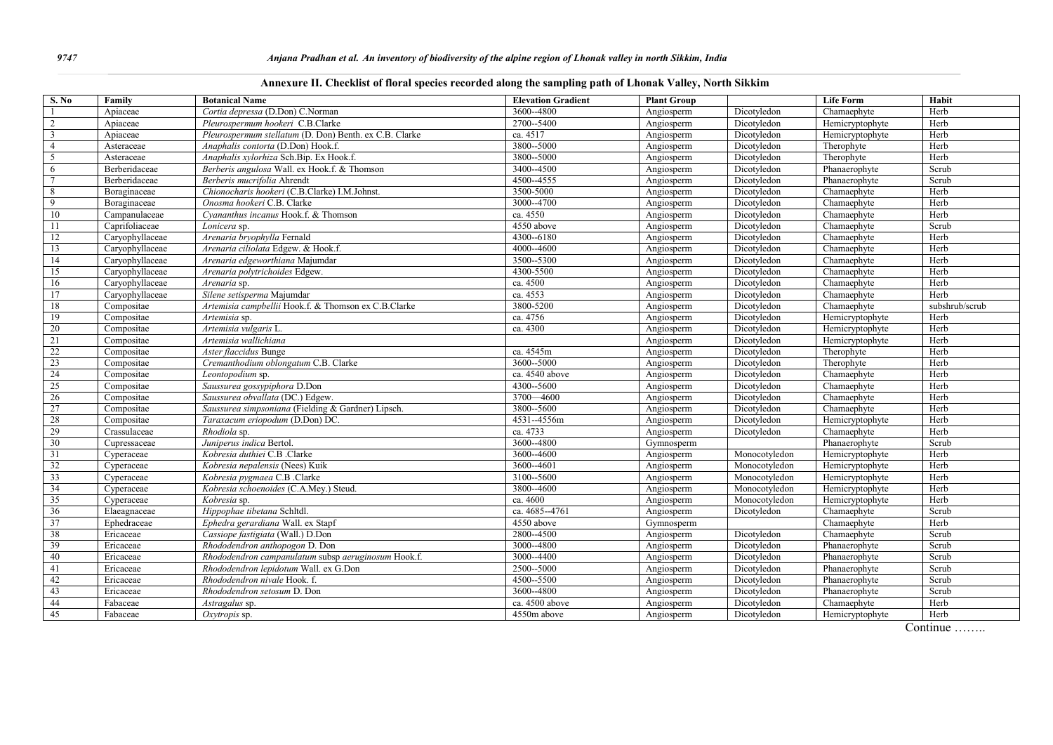**Annexure II. Checklist of floral species recorded along the sampling path of Lhonak Valley, North Sikkim**

| S. No | Family | Botanical Name | Elevation Gradient | Plant Group | | Life Form | Habit |
|---|---|---|---|---|---|---|---|
| 1 | Apiaceae | *Cortia depressa* (D.Don) C.Norman | 3600--4800 | Angiosperm | Dicotyledon | Chamaephyte | Herb |
| 2 | Apiaceae | *Pleurospermum hookeri* C.B.Clarke | 2700--5400 | Angiosperm | Dicotyledon | Hemicryptophyte | Herb |
| 3 | Apiaceae | *Pleurospermum stellatum* (D. Don) Benth. ex C.B. Clarke | ca. 4517 | Angiosperm | Dicotyledon | Hemicryptophyte | Herb |
| 4 | Asteraceae | *Anaphalis contorta* (D.Don) Hook.f. | 3800--5000 | Angiosperm | Dicotyledon | Therophyte | Herb |
| 5 | Asteraceae | *Anaphalis xylorhiza* Sch.Bip. Ex Hook.f. | 3800--5000 | Angiosperm | Dicotyledon | Therophyte | Herb |
| 6 | Berberidaceae | *Berberis angulosa* Wall. ex Hook.f. & Thomson | 3400--4500 | Angiosperm | Dicotyledon | Phanaerophyte | Scrub |
| 7 | Berberidaceae | *Berberis mucrifolia* Ahrendt | 4500--4555 | Angiosperm | Dicotyledon | Phanaerophyte | Scrub |
| 8 | Boraginaceae | *Chionocharis hookeri* (C.B.Clarke) I.M.Johnst. | 3500-5000 | Angiosperm | Dicotyledon | Chamaephyte | Herb |
| 9 | Boraginaceae | *Onosma hookeri* C.B. Clarke | 3000--4700 | Angiosperm | Dicotyledon | Chamaephyte | Herb |
| 10 | Campanulaceae | *Cyananthus incanus* Hook.f. & Thomson | ca. 4550 | Angiosperm | Dicotyledon | Chamaephyte | Herb |
| 11 | Caprifoliaceae | *Lonicera* sp. | 4550 above | Angiosperm | Dicotyledon | Chamaephyte | Scrub |
| 12 | Caryophyllaceae | *Arenaria bryophylla* Fernald | 4300--6180 | Angiosperm | Dicotyledon | Chamaephyte | Herb |
| 13 | Caryophyllaceae | *Arenaria ciliolata* Edgew. & Hook.f. | 4000--4600 | Angiosperm | Dicotyledon | Chamaephyte | Herb |
| 14 | Caryophyllaceae | *Arenaria edgeworthiana* Majumdar | 3500--5300 | Angiosperm | Dicotyledon | Chamaephyte | Herb |
| 15 | Caryophyllaceae | *Arenaria polytrichoides* Edgew. | 4300-5500 | Angiosperm | Dicotyledon | Chamaephyte | Herb |
| 16 | Caryophyllaceae | *Arenaria* sp. | ca. 4500 | Angiosperm | Dicotyledon | Chamaephyte | Herb |
| 17 | Caryophyllaceae | *Silene setisperma* Majumdar | ca. 4553 | Angiosperm | Dicotyledon | Chamaephyte | Herb |
| 18 | Compositae | *Artemisia campbellii* Hook.f. & Thomson ex C.B.Clarke | 3800-5200 | Angiosperm | Dicotyledon | Chamaephyte | subshrub/scrub |
| 19 | Compositae | *Artemisia* sp. | ca. 4756 | Angiosperm | Dicotyledon | Hemicryptophyte | Herb |
| 20 | Compositae | *Artemisia vulgaris* L. | ca. 4300 | Angiosperm | Dicotyledon | Hemicryptophyte | Herb |
| 21 | Compositae | *Artemisia wallichiana* | | Angiosperm | Dicotyledon | Hemicryptophyte | Herb |
| 22 | Compositae | *Aster flaccidus* Bunge | ca. 4545m | Angiosperm | Dicotyledon | Therophyte | Herb |
| 23 | Compositae | *Cremanthodium oblongatum* C.B. Clarke | 3600--5000 | Angiosperm | Dicotyledon | Therophyte | Herb |
| 24 | Compositae | *Leontopodium* sp. | ca. 4540 above | Angiosperm | Dicotyledon | Chamaephyte | Herb |
| 25 | Compositae | *Saussurea gossypiphora* D.Don | 4300--5600 | Angiosperm | Dicotyledon | Chamaephyte | Herb |
| 26 | Compositae | *Saussurea obvallata* (DC.) Edgew. | 3700—4600 | Angiosperm | Dicotyledon | Chamaephyte | Herb |
| 27 | Compositae | *Saussurea simpsoniana* (Fielding & Gardner) Lipsch. | 3800--5600 | Angiosperm | Dicotyledon | Chamaephyte | Herb |
| 28 | Compositae | *Taraxacum eriopodum* (D.Don) DC. | 4531--4556m | Angiosperm | Dicotyledon | Hemicryptophyte | Herb |
| 29 | Crassulaceae | *Rhodiola* sp. | ca. 4733 | Angiosperm | Dicotyledon | Chamaephyte | Herb |
| 30 | Cupressaceae | *Juniperus indica* Bertol. | 3600--4800 | Gymnosperm | | Phanaerophyte | Scrub |
| 31 | Cyperaceae | *Kobresia duthiei* C.B .Clarke | 3600--4600 | Angiosperm | Monocotyledon | Hemicryptophyte | Herb |
| 32 | Cyperaceae | *Kobresia nepalensis* (Nees) Kuik | 3600--4601 | Angiosperm | Monocotyledon | Hemicryptophyte | Herb |
| 33 | Cyperaceae | *Kobresia pygmaea* C.B .Clarke | 3100--5600 | Angiosperm | Monocotyledon | Hemicryptophyte | Herb |
| 34 | Cyperaceae | *Kobresia schoenoides* (C.A.Mey.) Steud. | 3800--4600 | Angiosperm | Monocotyledon | Hemicryptophyte | Herb |
| 35 | Cyperaceae | *Kobresia* sp. | ca. 4600 | Angiosperm | Monocotyledon | Hemicryptophyte | Herb |
| 36 | Elaeagnaceae | *Hippophae tibetana* Schltdl. | ca. 4685--4761 | Angiosperm | Dicotyledon | Chamaephyte | Scrub |
| 37 | Ephedraceae | *Ephedra gerardiana* Wall. ex Stapf | 4550 above | Gymnosperm | | Chamaephyte | Herb |
| 38 | Ericaceae | *Cassiope fastigiata* (Wall.) D.Don | 2800--4500 | Angiosperm | Dicotyledon | Chamaephyte | Scrub |
| 39 | Ericaceae | *Rhododendron anthopogon* D. Don | 3000--4800 | Angiosperm | Dicotyledon | Phanaerophyte | Scrub |
| 40 | Ericaceae | *Rhododendron campanulatum* subsp *aeruginosum* Hook.f. | 3000--4400 | Angiosperm | Dicotyledon | Phanaerophyte | Scrub |
| 41 | Ericaceae | *Rhododendron lepidotum* Wall. ex G.Don | 2500--5000 | Angiosperm | Dicotyledon | Phanaerophyte | Scrub |
| 42 | Ericaceae | *Rhododendron nivale* Hook. f. | 4500--5500 | Angiosperm | Dicotyledon | Phanaerophyte | Scrub |
| 43 | Ericaceae | *Rhododendron setosum* D. Don | 3600--4800 | Angiosperm | Dicotyledon | Phanaerophyte | Scrub |
| 44 | Fabaceae | *Astragalus* sp. | ca. 4500 above | Angiosperm | Dicotyledon | Chamaephyte | Herb |
| 45 | Fabaceae | *Oxytropis* sp. | 4550m above | Angiosperm | Dicotyledon | Hemicryptophyte | Herb |

Continue ……..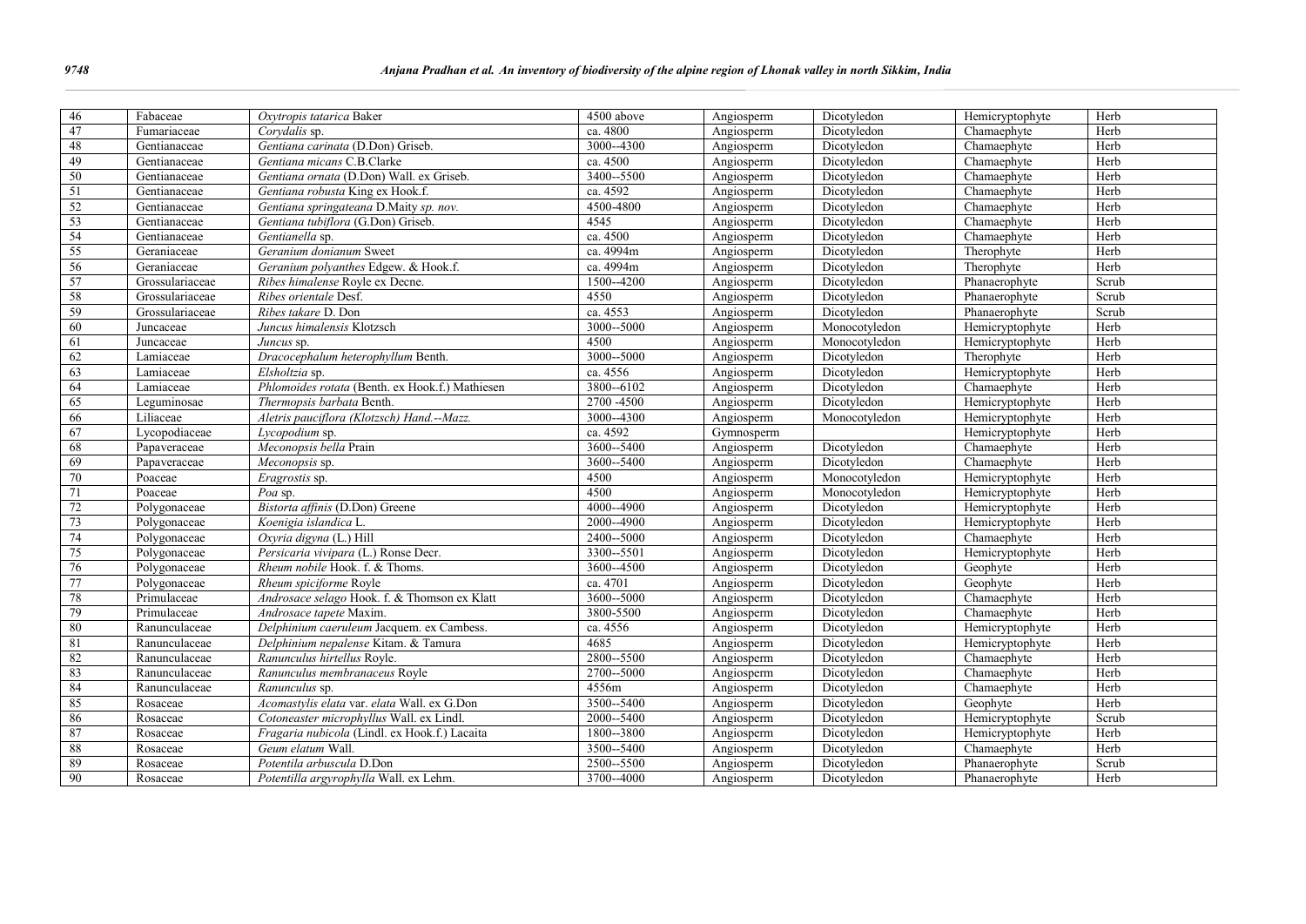| 46 | Fabaceae | *Oxytropis tatarica* Baker | 4500 above | Angiosperm | Dicotyledon | Hemicryptophyte | Herb |
|---|---|---|---|---|---|---|---|
| 47 | Fumariaceae | *Corydalis* sp. | ca. 4800 | Angiosperm | Dicotyledon | Chamaephyte | Herb |
| 48 | Gentianaceae | *Gentiana carinata* (D.Don) Griseb. | 3000--4300 | Angiosperm | Dicotyledon | Chamaephyte | Herb |
| 49 | Gentianaceae | *Gentiana micans* C.B.Clarke | ca. 4500 | Angiosperm | Dicotyledon | Chamaephyte | Herb |
| 50 | Gentianaceae | *Gentiana ornata* (D.Don) Wall. ex Griseb. | 3400--5500 | Angiosperm | Dicotyledon | Chamaephyte | Herb |
| 51 | Gentianaceae | *Gentiana robusta* King ex Hook.f. | ca. 4592 | Angiosperm | Dicotyledon | Chamaephyte | Herb |
| 52 | Gentianaceae | *Gentiana springateana* D.Maity *sp. nov.* | 4500-4800 | Angiosperm | Dicotyledon | Chamaephyte | Herb |
| 53 | Gentianaceae | *Gentiana tubiflora* (G.Don) Griseb. | 4545 | Angiosperm | Dicotyledon | Chamaephyte | Herb |
| 54 | Gentianaceae | *Gentianella* sp. | ca. 4500 | Angiosperm | Dicotyledon | Chamaephyte | Herb |
| 55 | Geraniaceae | *Geranium donianum* Sweet | ca. 4994m | Angiosperm | Dicotyledon | Therophyte | Herb |
| 56 | Geraniaceae | *Geranium polyanthes* Edgew. & Hook.f. | ca. 4994m | Angiosperm | Dicotyledon | Therophyte | Herb |
| 57 | Grossulariaceae | *Ribes himalense* Royle ex Decne. | 1500--4200 | Angiosperm | Dicotyledon | Phanaerophyte | Scrub |
| 58 | Grossulariaceae | *Ribes orientale* Desf. | 4550 | Angiosperm | Dicotyledon | Phanaerophyte | Scrub |
| 59 | Grossulariaceae | *Ribes takare* D. Don | ca. 4553 | Angiosperm | Dicotyledon | Phanaerophyte | Scrub |
| 60 | Juncaceae | *Juncus himalensis* Klotzsch | 3000--5000 | Angiosperm | Monocotyledon | Hemicryptophyte | Herb |
| 61 | Juncaceae | *Juncus* sp. | 4500 | Angiosperm | Monocotyledon | Hemicryptophyte | Herb |
| 62 | Lamiaceae | *Dracocephalum heterophyllum* Benth. | 3000--5000 | Angiosperm | Dicotyledon | Therophyte | Herb |
| 63 | Lamiaceae | *Elsholtzia* sp. | ca. 4556 | Angiosperm | Dicotyledon | Hemicryptophyte | Herb |
| 64 | Lamiaceae | *Phlomoides rotata* (Benth. ex Hook.f.) Mathiesen | 3800--6102 | Angiosperm | Dicotyledon | Chamaephyte | Herb |
| 65 | Leguminosae | *Thermopsis barbata* Benth. | 2700 -4500 | Angiosperm | Dicotyledon | Hemicryptophyte | Herb |
| 66 | Liliaceae | *Aletris pauciflora (Klotzsch) Hand.--Mazz.* | 3000--4300 | Angiosperm | Monocotyledon | Hemicryptophyte | Herb |
| 67 | Lycopodiaceae | *Lycopodium* sp. | ca. 4592 | Gymnosperm | | Hemicryptophyte | Herb |
| 68 | Papaveraceae | *Meconopsis bella* Prain | 3600--5400 | Angiosperm | Dicotyledon | Chamaephyte | Herb |
| 69 | Papaveraceae | *Meconopsis* sp. | 3600--5400 | Angiosperm | Dicotyledon | Chamaephyte | Herb |
| 70 | Poaceae | *Eragrostis* sp. | 4500 | Angiosperm | Monocotyledon | Hemicryptophyte | Herb |
| 71 | Poaceae | *Poa* sp. | 4500 | Angiosperm | Monocotyledon | Hemicryptophyte | Herb |
| 72 | Polygonaceae | *Bistorta affinis* (D.Don) Greene | 4000--4900 | Angiosperm | Dicotyledon | Hemicryptophyte | Herb |
| 73 | Polygonaceae | *Koenigia islandica* L. | 2000--4900 | Angiosperm | Dicotyledon | Hemicryptophyte | Herb |
| 74 | Polygonaceae | *Oxyria digyna* (L.) Hill | 2400--5000 | Angiosperm | Dicotyledon | Chamaephyte | Herb |
| 75 | Polygonaceae | *Persicaria vivipara* (L.) Ronse Decr. | 3300--5501 | Angiosperm | Dicotyledon | Hemicryptophyte | Herb |
| 76 | Polygonaceae | *Rheum nobile* Hook. f. & Thoms. | 3600--4500 | Angiosperm | Dicotyledon | Geophyte | Herb |
| 77 | Polygonaceae | *Rheum spiciforme* Royle | ca. 4701 | Angiosperm | Dicotyledon | Geophyte | Herb |
| 78 | Primulaceae | *Androsace selago* Hook. f. & Thomson ex Klatt | 3600--5000 | Angiosperm | Dicotyledon | Chamaephyte | Herb |
| 79 | Primulaceae | *Androsace tapete* Maxim. | 3800-5500 | Angiosperm | Dicotyledon | Chamaephyte | Herb |
| 80 | Ranunculaceae | *Delphinium caeruleum* Jacquem. ex Cambess. | ca. 4556 | Angiosperm | Dicotyledon | Hemicryptophyte | Herb |
| 81 | Ranunculaceae | *Delphinium nepalense* Kitam. & Tamura | 4685 | Angiosperm | Dicotyledon | Hemicryptophyte | Herb |
| 82 | Ranunculaceae | *Ranunculus hirtellus* Royle. | 2800--5500 | Angiosperm | Dicotyledon | Chamaephyte | Herb |
| 83 | Ranunculaceae | *Ranunculus membranaceus* Royle | 2700--5000 | Angiosperm | Dicotyledon | Chamaephyte | Herb |
| 84 | Ranunculaceae | *Ranunculus* sp. | 4556m | Angiosperm | Dicotyledon | Chamaephyte | Herb |
| 85 | Rosaceae | *Acomastylis elata* var. *elata* Wall. ex G.Don | 3500--5400 | Angiosperm | Dicotyledon | Geophyte | Herb |
| 86 | Rosaceae | *Cotoneaster microphyllus* Wall. ex Lindl. | 2000--5400 | Angiosperm | Dicotyledon | Hemicryptophyte | Scrub |
| 87 | Rosaceae | *Fragaria nubicola* (Lindl. ex Hook.f.) Lacaita | 1800--3800 | Angiosperm | Dicotyledon | Hemicryptophyte | Herb |
| 88 | Rosaceae | *Geum elatum* Wall. | 3500--5400 | Angiosperm | Dicotyledon | Chamaephyte | Herb |
| 89 | Rosaceae | *Potentila arbuscula* D.Don | 2500--5500 | Angiosperm | Dicotyledon | Phanaerophyte | Scrub |
| 90 | Rosaceae | *Potentilla argyrophylla* Wall. ex Lehm. | 3700--4000 | Angiosperm | Dicotyledon | Phanaerophyte | Herb |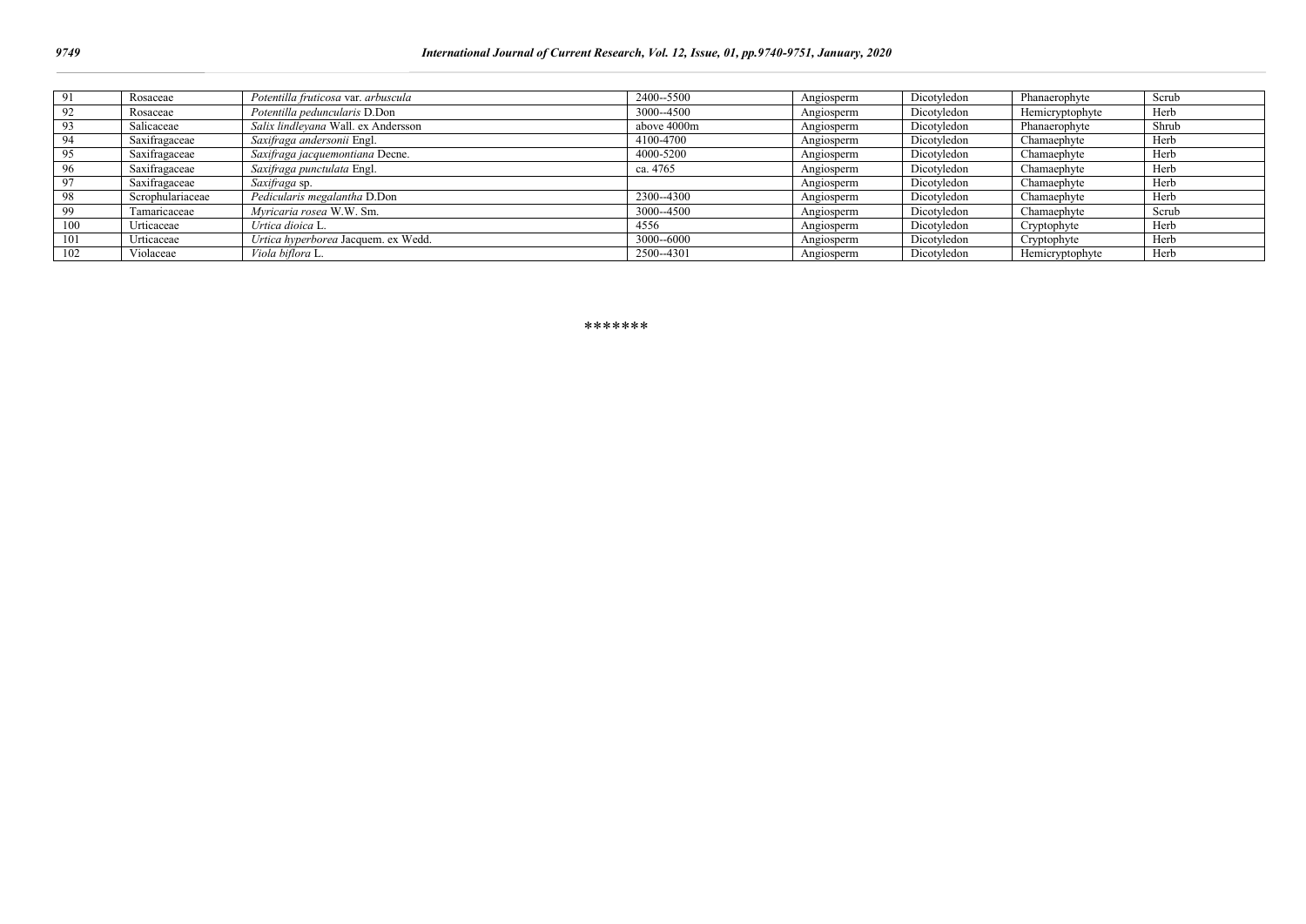| | | | | | | | |
|---|---|---|---|---|---|---|---|
| 91 | Rosaceae | *Potentilla fruticosa* var. *arbuscula* | 2400--5500 | Angiosperm | Dicotyledon | Phanaerophyte | Scrub |
| 92 | Rosaceae | *Potentilla peduncularis* D.Don | 3000--4500 | Angiosperm | Dicotyledon | Hemicryptophyte | Herb |
| 93 | Salicaceae | *Salix lindleyana* Wall. ex Andersson | above 4000m | Angiosperm | Dicotyledon | Phanaerophyte | Shrub |
| 94 | Saxifragaceae | *Saxifraga andersonii* Engl. | 4100-4700 | Angiosperm | Dicotyledon | Chamaephyte | Herb |
| 95 | Saxifragaceae | *Saxifraga jacquemontiana* Decne. | 4000-5200 | Angiosperm | Dicotyledon | Chamaephyte | Herb |
| 96 | Saxifragaceae | *Saxifraga punctulata* Engl. | ca. 4765 | Angiosperm | Dicotyledon | Chamaephyte | Herb |
| 97 | Saxifragaceae | *Saxifraga* sp. | | Angiosperm | Dicotyledon | Chamaephyte | Herb |
| 98 | Scrophulariaceae | *Pedicularis megalantha* D.Don | 2300--4300 | Angiosperm | Dicotyledon | Chamaephyte | Herb |
| 99 | Tamaricaceae | *Myricaria rosea* W.W. Sm. | 3000--4500 | Angiosperm | Dicotyledon | Chamaephyte | Scrub |
| 100 | Urticaceae | *Urtica dioica* L. | 4556 | Angiosperm | Dicotyledon | Cryptophyte | Herb |
| 101 | Urticaceae | *Urtica hyperborea* Jacquem. ex Wedd. | 3000--6000 | Angiosperm | Dicotyledon | Cryptophyte | Herb |
| 102 | Violaceae | *Viola biflora* L. | 2500--4301 | Angiosperm | Dicotyledon | Hemicryptophyte | Herb |

*******